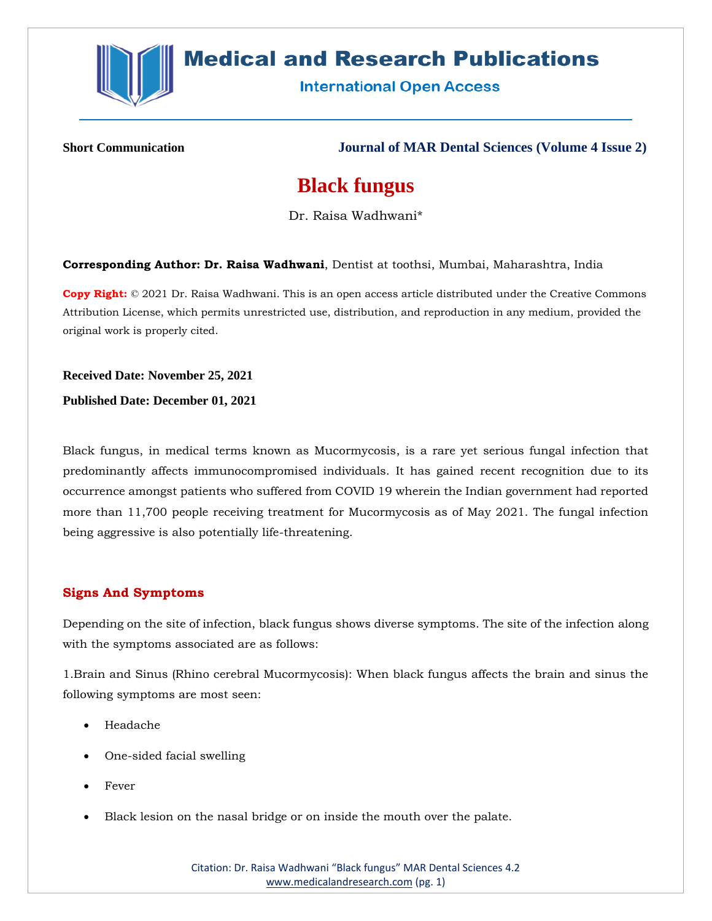**Short Communication**

# Black fungus

Dr. Raisa Wadhwani*

**Corresponding Author: Dr. Raisa Wadhwani**, Dentist at toothsi, Mumbai, Maharashtra, India

**Copy Right:** © 2021 Dr. Raisa Wadhwani. This is an open access article distributed under the Creative Commons Attribution License, which permits unrestricted use, distribution, and reproduction in any medium, provided the original work is properly cited.

**Received Date: November 25, 2021**

**Published Date: December 01, 2021**

Black fungus, in medical terms known as Mucormycosis, is a rare yet serious fungal infection that predominantly affects immunocompromised individuals. It has gained recent recognition due to its occurrence amongst patients who suffered from COVID 19 wherein the Indian government had reported more than 11,700 people receiving treatment for Mucormycosis as of May 2021. The fungal infection being aggressive is also potentially life-threatening.

## Signs And Symptoms

Depending on the site of infection, black fungus shows diverse symptoms. The site of the infection along with the symptoms associated are as follows:

1.Brain and Sinus (Rhino cerebral Mucormycosis): When black fungus affects the brain and sinus the following symptoms are most seen:

- Headache
- One-sided facial swelling
- Fever
- Black lesion on the nasal bridge or on inside the mouth over the palate.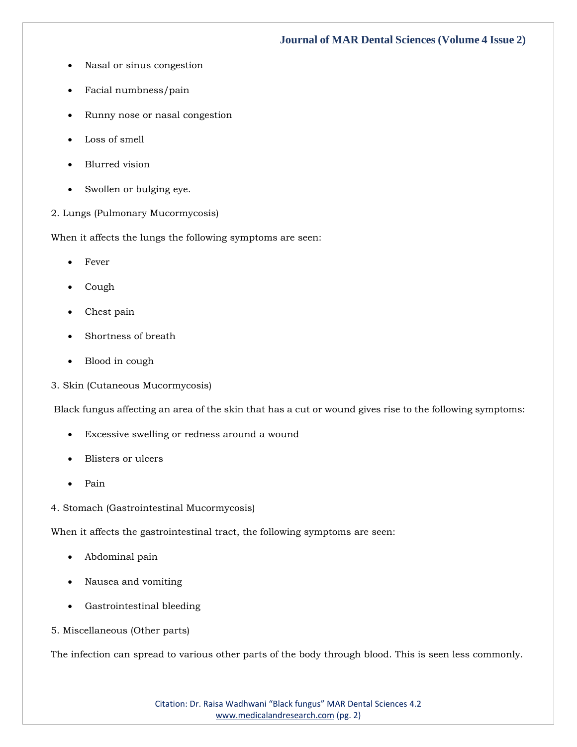- Nasal or sinus congestion
- Facial numbness/pain
- Runny nose or nasal congestion
- Loss of smell
- Blurred vision
- Swollen or bulging eye.

2. Lungs (Pulmonary Mucormycosis)

When it affects the lungs the following symptoms are seen:

- Fever
- Cough
- Chest pain
- Shortness of breath
- Blood in cough

3. Skin (Cutaneous Mucormycosis)

Black fungus affecting an area of the skin that has a cut or wound gives rise to the following symptoms:

- Excessive swelling or redness around a wound
- Blisters or ulcers
- Pain

4. Stomach (Gastrointestinal Mucormycosis)

When it affects the gastrointestinal tract, the following symptoms are seen:

- Abdominal pain
- Nausea and vomiting
- Gastrointestinal bleeding

5. Miscellaneous (Other parts)

The infection can spread to various other parts of the body through blood. This is seen less commonly.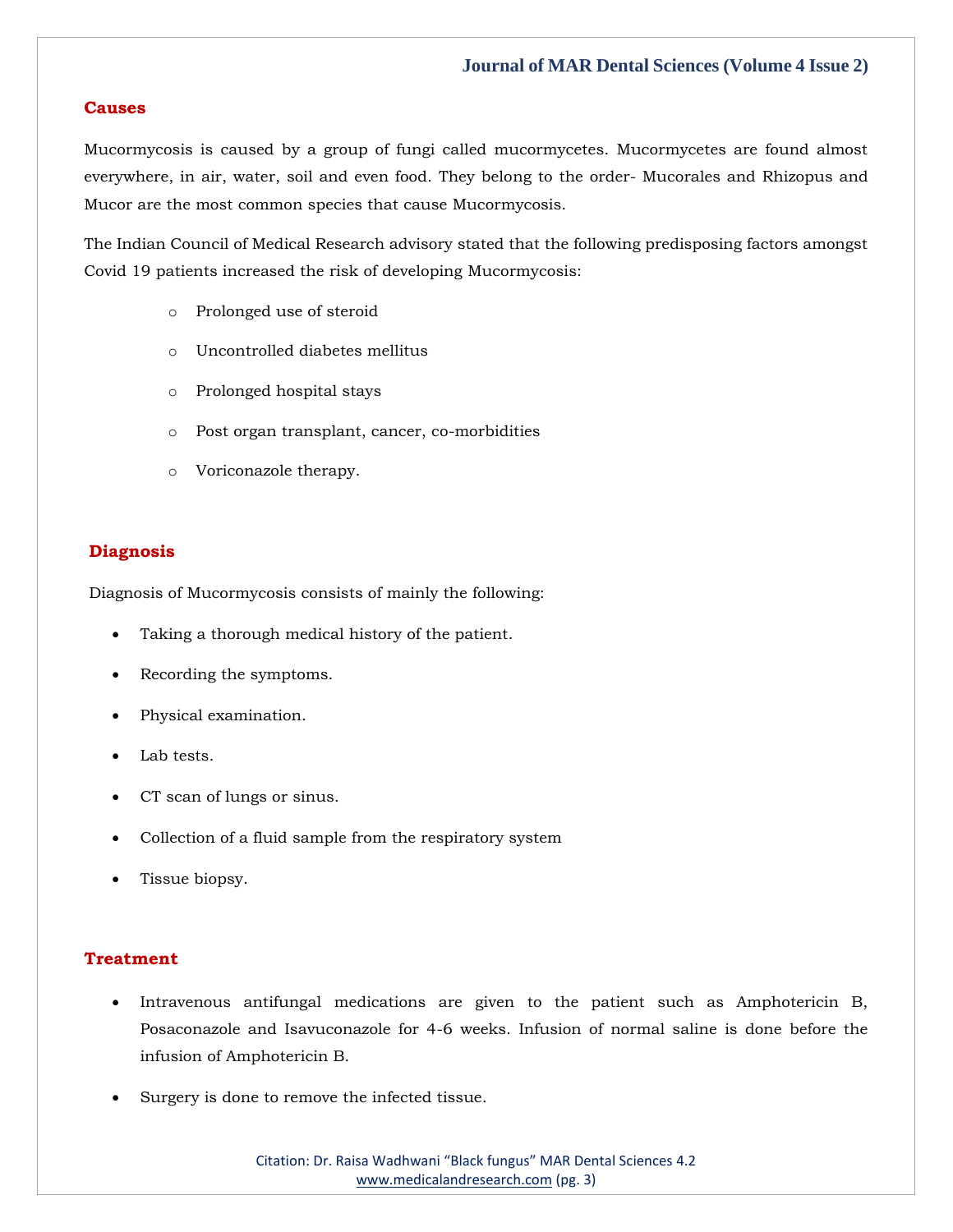## Causes

Mucormycosis is caused by a group of fungi called mucormycetes. Mucormycetes are found almost everywhere, in air, water, soil and even food. They belong to the order- Mucorales and Rhizopus and Mucor are the most common species that cause Mucormycosis.

The Indian Council of Medical Research advisory stated that the following predisposing factors amongst Covid 19 patients increased the risk of developing Mucormycosis:

- Prolonged use of steroid
- Uncontrolled diabetes mellitus
- Prolonged hospital stays
- Post organ transplant, cancer, co-morbidities
- Voriconazole therapy.

## Diagnosis

Diagnosis of Mucormycosis consists of mainly the following:

- Taking a thorough medical history of the patient.
- Recording the symptoms.
- Physical examination.
- Lab tests.
- CT scan of lungs or sinus.
- Collection of a fluid sample from the respiratory system
- Tissue biopsy.

## Treatment

- Intravenous antifungal medications are given to the patient such as Amphotericin B, Posaconazole and Isavuconazole for 4-6 weeks. Infusion of normal saline is done before the infusion of Amphotericin B.
- Surgery is done to remove the infected tissue.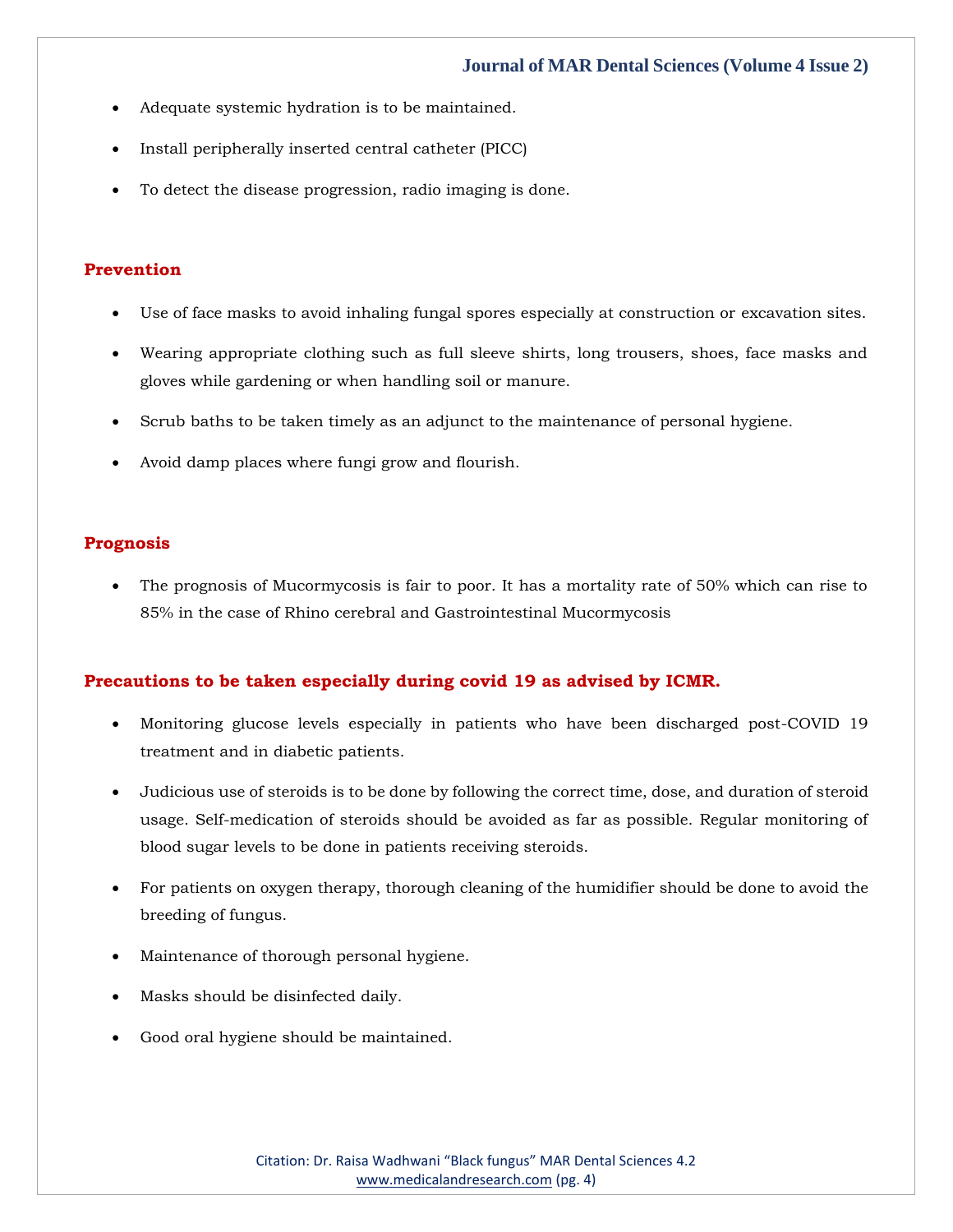- Adequate systemic hydration is to be maintained.
- Install peripherally inserted central catheter (PICC)
- To detect the disease progression, radio imaging is done.

## Prevention

- Use of face masks to avoid inhaling fungal spores especially at construction or excavation sites.
- Wearing appropriate clothing such as full sleeve shirts, long trousers, shoes, face masks and gloves while gardening or when handling soil or manure.
- Scrub baths to be taken timely as an adjunct to the maintenance of personal hygiene.
- Avoid damp places where fungi grow and flourish.

## Prognosis

- The prognosis of Mucormycosis is fair to poor. It has a mortality rate of 50% which can rise to 85% in the case of Rhino cerebral and Gastrointestinal Mucormycosis

## Precautions to be taken especially during covid 19 as advised by ICMR.

- Monitoring glucose levels especially in patients who have been discharged post-COVID 19 treatment and in diabetic patients.
- Judicious use of steroids is to be done by following the correct time, dose, and duration of steroid usage. Self-medication of steroids should be avoided as far as possible. Regular monitoring of blood sugar levels to be done in patients receiving steroids.
- For patients on oxygen therapy, thorough cleaning of the humidifier should be done to avoid the breeding of fungus.
- Maintenance of thorough personal hygiene.
- Masks should be disinfected daily.
- Good oral hygiene should be maintained.